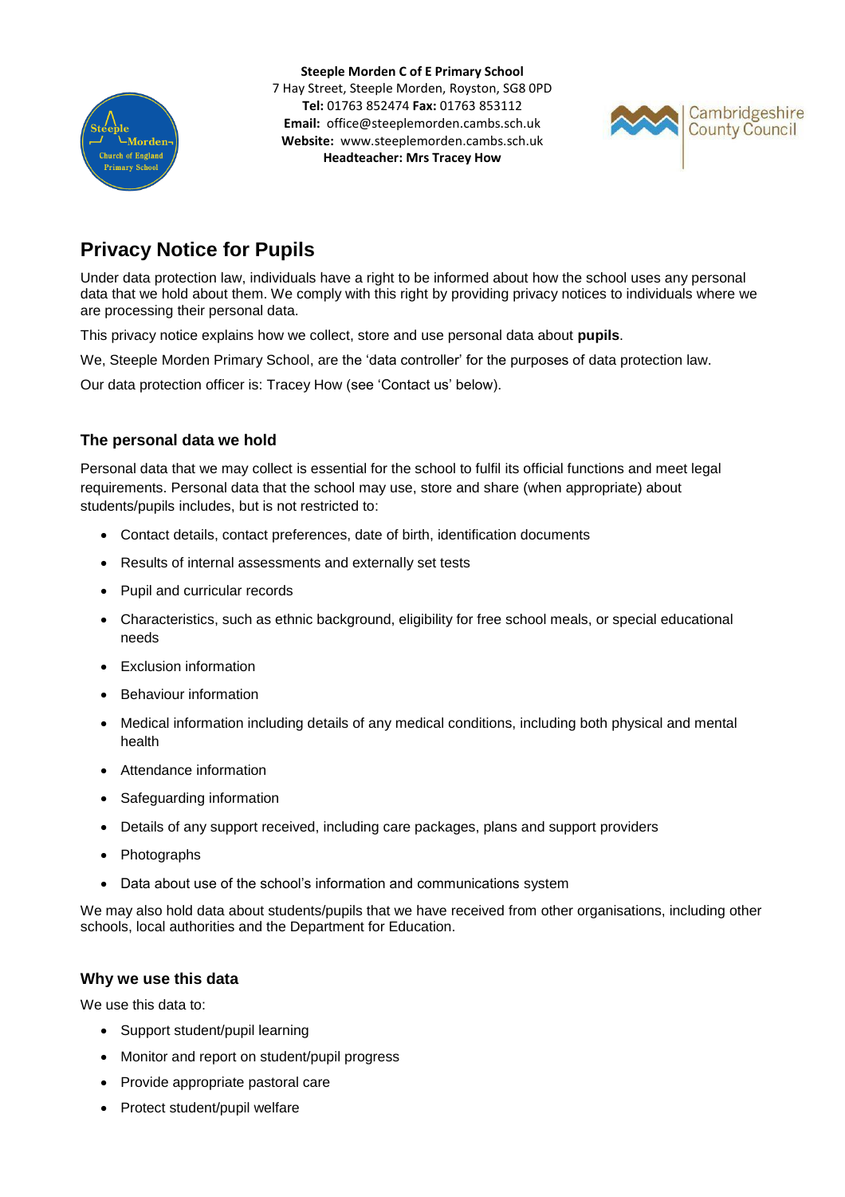**Steeple Morden C of E Primary School**
7 Hay Street, Steeple Morden, Royston, SG8 0PD
**Tel:** 01763 852474 **Fax:** 01763 853112
**Email:** office@steeplemorden.cambs.sch.uk
**Website:** www.steeplemorden.cambs.sch.uk
**Headteacher: Mrs Tracey How**

# Privacy Notice for Pupils

Under data protection law, individuals have a right to be informed about how the school uses any personal data that we hold about them. We comply with this right by providing privacy notices to individuals where we are processing their personal data.

This privacy notice explains how we collect, store and use personal data about **pupils**.

We, Steeple Morden Primary School, are the 'data controller' for the purposes of data protection law.

Our data protection officer is: Tracey How (see 'Contact us' below).

## The personal data we hold

Personal data that we may collect is essential for the school to fulfil its official functions and meet legal requirements. Personal data that the school may use, store and share (when appropriate) about students/pupils includes, but is not restricted to:

- Contact details, contact preferences, date of birth, identification documents
- Results of internal assessments and externally set tests
- Pupil and curricular records
- Characteristics, such as ethnic background, eligibility for free school meals, or special educational needs
- Exclusion information
- Behaviour information
- Medical information including details of any medical conditions, including both physical and mental health
- Attendance information
- Safeguarding information
- Details of any support received, including care packages, plans and support providers
- Photographs
- Data about use of the school's information and communications system

We may also hold data about students/pupils that we have received from other organisations, including other schools, local authorities and the Department for Education.

## Why we use this data

We use this data to:

- Support student/pupil learning
- Monitor and report on student/pupil progress
- Provide appropriate pastoral care
- Protect student/pupil welfare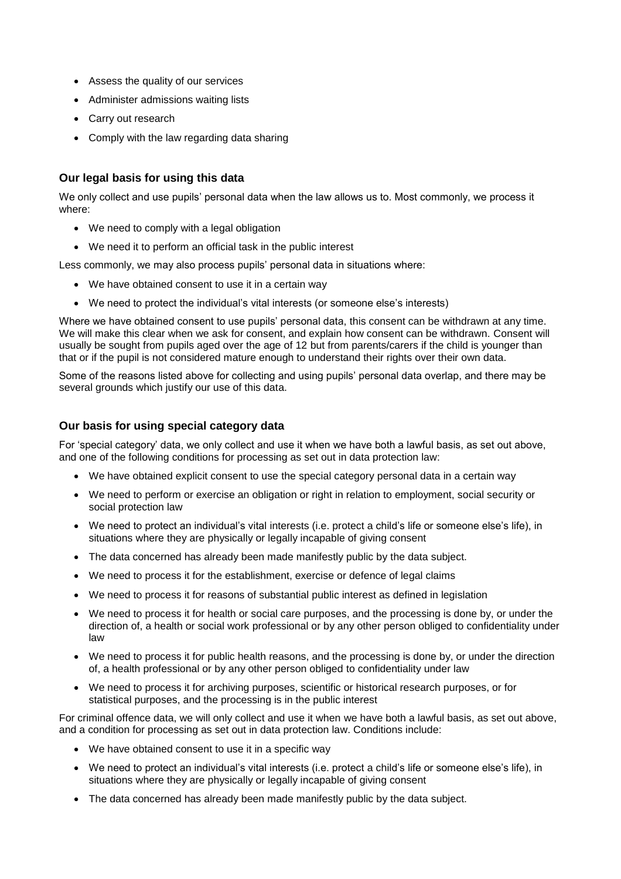- Assess the quality of our services
- Administer admissions waiting lists
- Carry out research
- Comply with the law regarding data sharing

### Our legal basis for using this data

We only collect and use pupils' personal data when the law allows us to. Most commonly, we process it where:

- We need to comply with a legal obligation
- We need it to perform an official task in the public interest

Less commonly, we may also process pupils' personal data in situations where:

- We have obtained consent to use it in a certain way
- We need to protect the individual's vital interests (or someone else's interests)

Where we have obtained consent to use pupils' personal data, this consent can be withdrawn at any time. We will make this clear when we ask for consent, and explain how consent can be withdrawn. Consent will usually be sought from pupils aged over the age of 12 but from parents/carers if the child is younger than that or if the pupil is not considered mature enough to understand their rights over their own data.

Some of the reasons listed above for collecting and using pupils' personal data overlap, and there may be several grounds which justify our use of this data.

### Our basis for using special category data

For 'special category' data, we only collect and use it when we have both a lawful basis, as set out above, and one of the following conditions for processing as set out in data protection law:

- We have obtained explicit consent to use the special category personal data in a certain way
- We need to perform or exercise an obligation or right in relation to employment, social security or social protection law
- We need to protect an individual's vital interests (i.e. protect a child's life or someone else's life), in situations where they are physically or legally incapable of giving consent
- The data concerned has already been made manifestly public by the data subject.
- We need to process it for the establishment, exercise or defence of legal claims
- We need to process it for reasons of substantial public interest as defined in legislation
- We need to process it for health or social care purposes, and the processing is done by, or under the direction of, a health or social work professional or by any other person obliged to confidentiality under law
- We need to process it for public health reasons, and the processing is done by, or under the direction of, a health professional or by any other person obliged to confidentiality under law
- We need to process it for archiving purposes, scientific or historical research purposes, or for statistical purposes, and the processing is in the public interest

For criminal offence data, we will only collect and use it when we have both a lawful basis, as set out above, and a condition for processing as set out in data protection law. Conditions include:

- We have obtained consent to use it in a specific way
- We need to protect an individual's vital interests (i.e. protect a child's life or someone else's life), in situations where they are physically or legally incapable of giving consent
- The data concerned has already been made manifestly public by the data subject.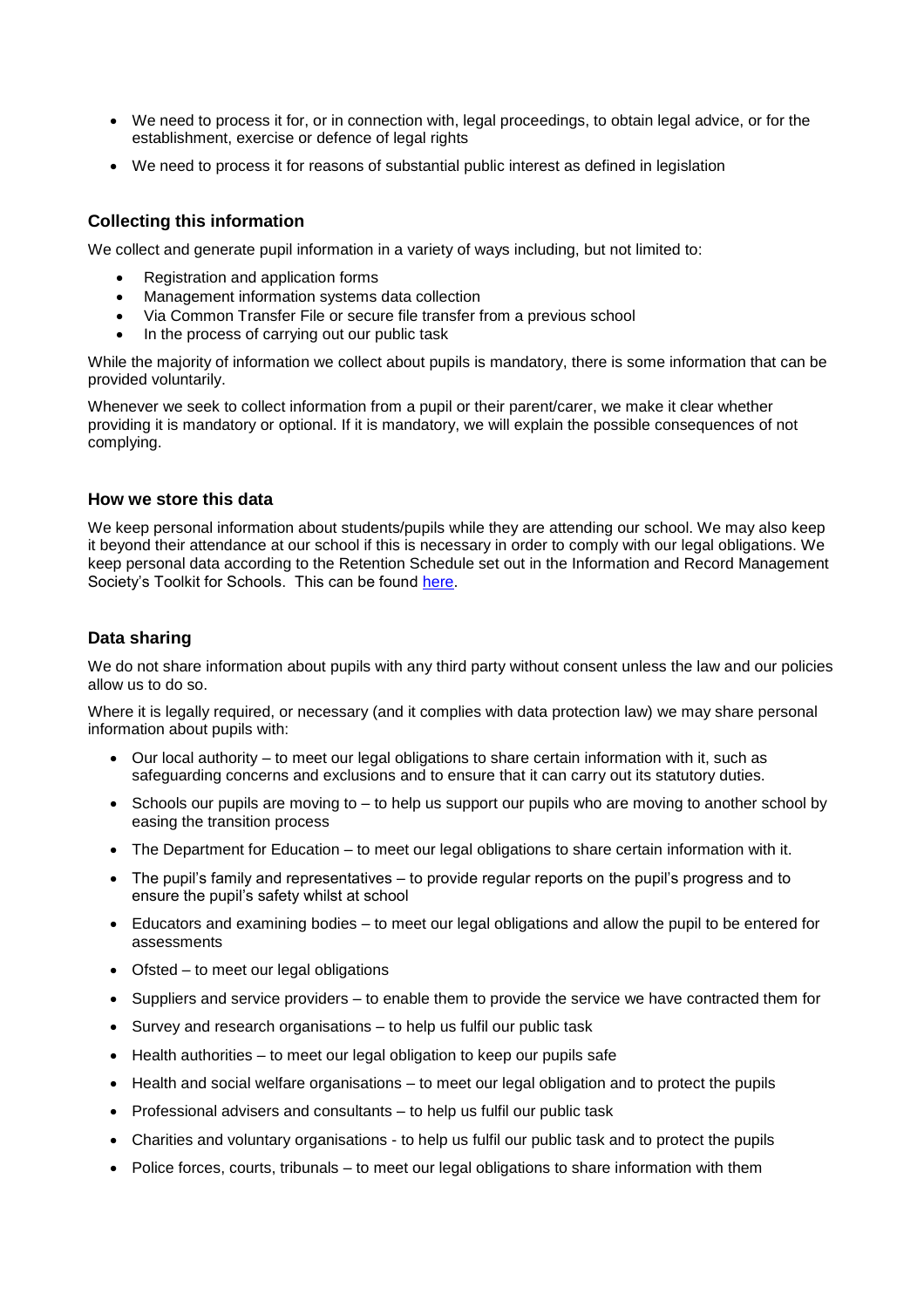- We need to process it for, or in connection with, legal proceedings, to obtain legal advice, or for the establishment, exercise or defence of legal rights
- We need to process it for reasons of substantial public interest as defined in legislation

### Collecting this information

We collect and generate pupil information in a variety of ways including, but not limited to:

- Registration and application forms
- Management information systems data collection
- Via Common Transfer File or secure file transfer from a previous school
- In the process of carrying out our public task

While the majority of information we collect about pupils is mandatory, there is some information that can be provided voluntarily.

Whenever we seek to collect information from a pupil or their parent/carer, we make it clear whether providing it is mandatory or optional. If it is mandatory, we will explain the possible consequences of not complying.

### How we store this data

We keep personal information about students/pupils while they are attending our school. We may also keep it beyond their attendance at our school if this is necessary in order to comply with our legal obligations. We keep personal data according to the Retention Schedule set out in the Information and Record Management Society's Toolkit for Schools. This can be found here.

### Data sharing

We do not share information about pupils with any third party without consent unless the law and our policies allow us to do so.

Where it is legally required, or necessary (and it complies with data protection law) we may share personal information about pupils with:

- Our local authority – to meet our legal obligations to share certain information with it, such as safeguarding concerns and exclusions and to ensure that it can carry out its statutory duties.
- Schools our pupils are moving to – to help us support our pupils who are moving to another school by easing the transition process
- The Department for Education – to meet our legal obligations to share certain information with it.
- The pupil's family and representatives – to provide regular reports on the pupil's progress and to ensure the pupil's safety whilst at school
- Educators and examining bodies – to meet our legal obligations and allow the pupil to be entered for assessments
- Ofsted – to meet our legal obligations
- Suppliers and service providers – to enable them to provide the service we have contracted them for
- Survey and research organisations – to help us fulfil our public task
- Health authorities – to meet our legal obligation to keep our pupils safe
- Health and social welfare organisations – to meet our legal obligation and to protect the pupils
- Professional advisers and consultants – to help us fulfil our public task
- Charities and voluntary organisations - to help us fulfil our public task and to protect the pupils
- Police forces, courts, tribunals – to meet our legal obligations to share information with them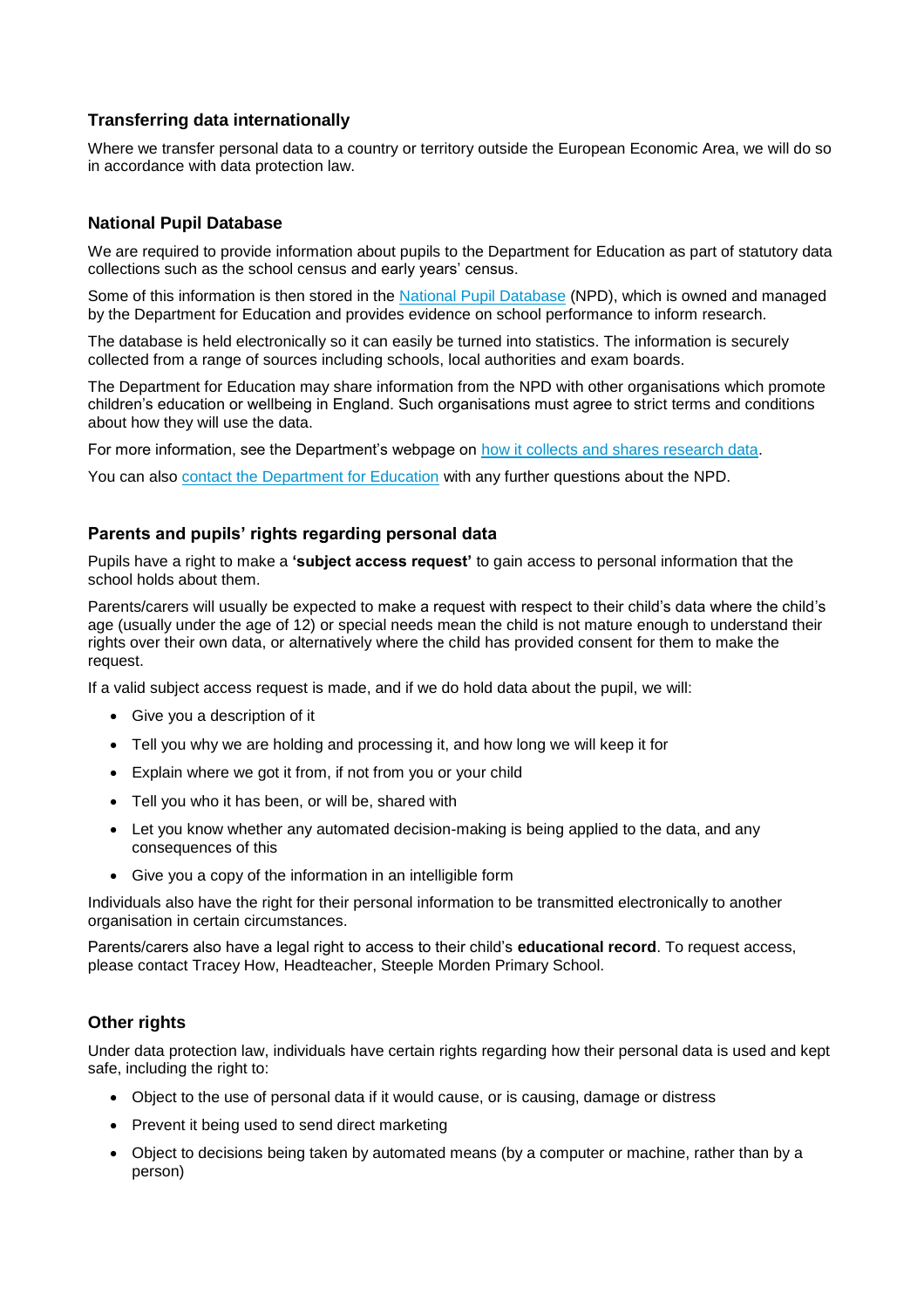### Transferring data internationally

Where we transfer personal data to a country or territory outside the European Economic Area, we will do so in accordance with data protection law.

### National Pupil Database

We are required to provide information about pupils to the Department for Education as part of statutory data collections such as the school census and early years' census.

Some of this information is then stored in the National Pupil Database (NPD), which is owned and managed by the Department for Education and provides evidence on school performance to inform research.

The database is held electronically so it can easily be turned into statistics. The information is securely collected from a range of sources including schools, local authorities and exam boards.

The Department for Education may share information from the NPD with other organisations which promote children's education or wellbeing in England. Such organisations must agree to strict terms and conditions about how they will use the data.

For more information, see the Department's webpage on how it collects and shares research data.

You can also contact the Department for Education with any further questions about the NPD.

### Parents and pupils' rights regarding personal data

Pupils have a right to make a **'subject access request'** to gain access to personal information that the school holds about them.

Parents/carers will usually be expected to make a request with respect to their child's data where the child's age (usually under the age of 12) or special needs mean the child is not mature enough to understand their rights over their own data, or alternatively where the child has provided consent for them to make the request.

If a valid subject access request is made, and if we do hold data about the pupil, we will:

- Give you a description of it
- Tell you why we are holding and processing it, and how long we will keep it for
- Explain where we got it from, if not from you or your child
- Tell you who it has been, or will be, shared with
- Let you know whether any automated decision-making is being applied to the data, and any consequences of this
- Give you a copy of the information in an intelligible form

Individuals also have the right for their personal information to be transmitted electronically to another organisation in certain circumstances.

Parents/carers also have a legal right to access to their child's **educational record**. To request access, please contact Tracey How, Headteacher, Steeple Morden Primary School.

### Other rights

Under data protection law, individuals have certain rights regarding how their personal data is used and kept safe, including the right to:

- Object to the use of personal data if it would cause, or is causing, damage or distress
- Prevent it being used to send direct marketing
- Object to decisions being taken by automated means (by a computer or machine, rather than by a person)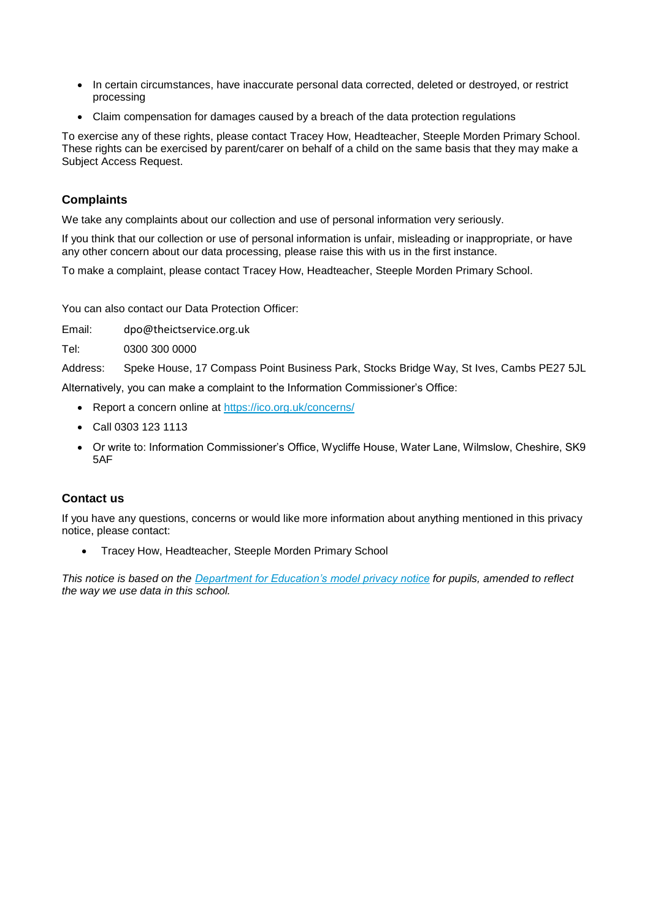- In certain circumstances, have inaccurate personal data corrected, deleted or destroyed, or restrict processing
- Claim compensation for damages caused by a breach of the data protection regulations

To exercise any of these rights, please contact Tracey How, Headteacher, Steeple Morden Primary School. These rights can be exercised by parent/carer on behalf of a child on the same basis that they may make a Subject Access Request.

### Complaints

We take any complaints about our collection and use of personal information very seriously.

If you think that our collection or use of personal information is unfair, misleading or inappropriate, or have any other concern about our data processing, please raise this with us in the first instance.

To make a complaint, please contact Tracey How, Headteacher, Steeple Morden Primary School.

You can also contact our Data Protection Officer:

Email: dpo@theictservice.org.uk

Tel: 0300 300 0000

Address: Speke House, 17 Compass Point Business Park, Stocks Bridge Way, St Ives, Cambs PE27 5JL

Alternatively, you can make a complaint to the Information Commissioner's Office:

- Report a concern online at [https://ico.org.uk/concerns/](https://ico.org.uk/concerns/)
- Call 0303 123 1113
- Or write to: Information Commissioner's Office, Wycliffe House, Water Lane, Wilmslow, Cheshire, SK9 5AF

### Contact us

If you have any questions, concerns or would like more information about anything mentioned in this privacy notice, please contact:

- Tracey How, Headteacher, Steeple Morden Primary School

*This notice is based on the [Department for Education's model privacy notice](#) for pupils, amended to reflect the way we use data in this school.*